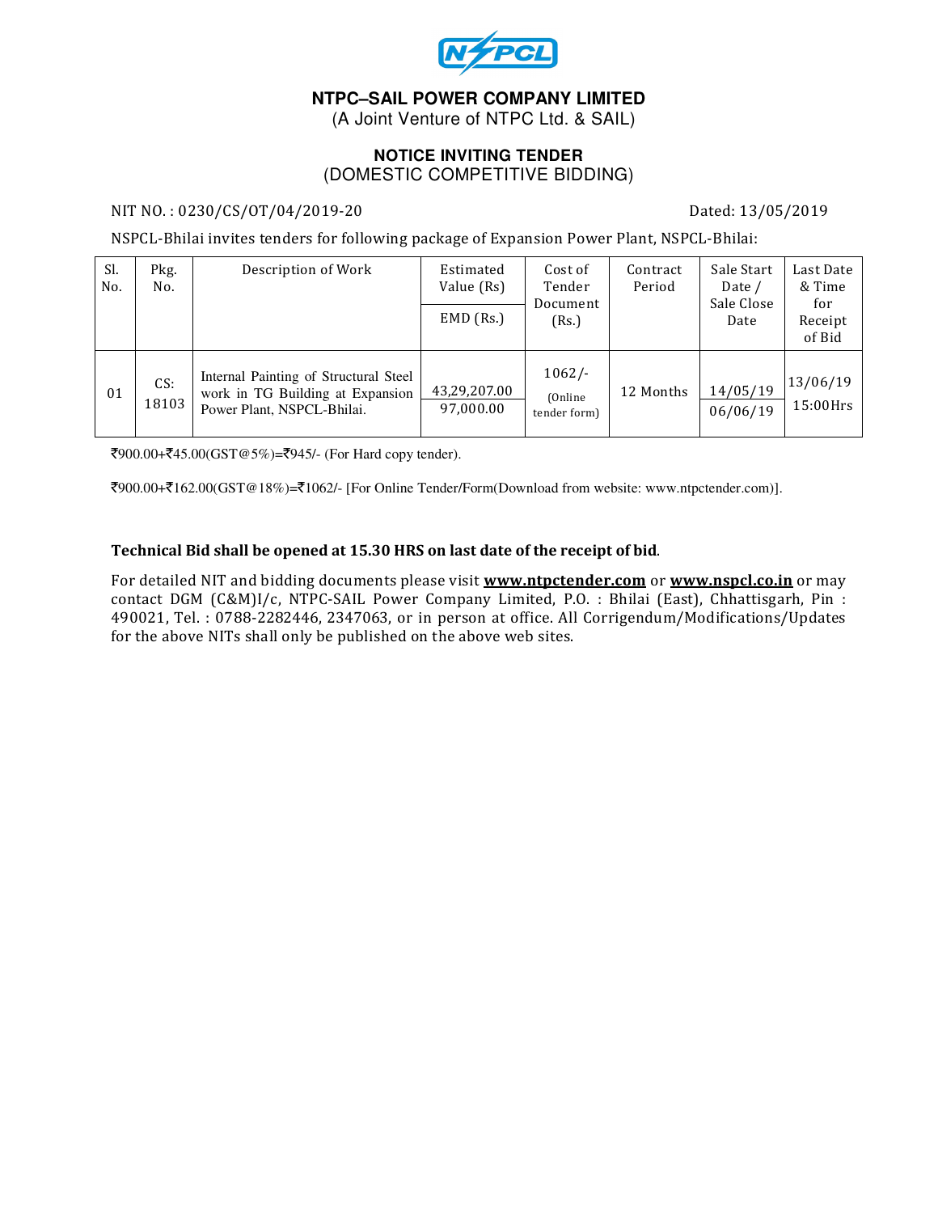**NTPC–SAIL POWER COMPANY LIMITED**

(A Joint Venture of NTPC Ltd. & SAIL)

## NOTICE INVITING TENDER

(DOMESTIC COMPETITIVE BIDDING)

NIT NO. : 0230/CS/OT/04/2019-20 Dated: 13/05/2019

NSPCL-Bhilai invites tenders for following package of Expansion Power Plant, NSPCL-Bhilai:

| Sl. No. | Pkg. No. | Description of Work | Estimated Value (Rs) / EMD (Rs.) | Cost of Tender Document (Rs.) | Contract Period | Sale Start Date / Sale Close Date | Last Date & Time for Receipt of Bid |
|---|---|---|---|---|---|---|---|
| 01 | CS: 18103 | Internal Painting of Structural Steel work in TG Building at Expansion Power Plant, NSPCL-Bhilai. | 43,29,207.00 / 97,000.00 | 1062/- (Online tender form) | 12 Months | 14/05/19 / 06/06/19 | 13/06/19 15:00Hrs |

₹900.00+₹45.00(GST@5%)=₹945/- (For Hard copy tender).

₹900.00+₹162.00(GST@18%)=₹1062/- [For Online Tender/Form(Download from website: www.ntpctender.com)].

**Technical Bid shall be opened at 15.30 HRS on last date of the receipt of bid**.

For detailed NIT and bidding documents please visit **www.ntpctender.com** or **www.nspcl.co.in** or may contact DGM (C&M)I/c, NTPC-SAIL Power Company Limited, P.O. : Bhilai (East), Chhattisgarh, Pin : 490021, Tel. : 0788-2282446, 2347063, or in person at office. All Corrigendum/Modifications/Updates for the above NITs shall only be published on the above web sites.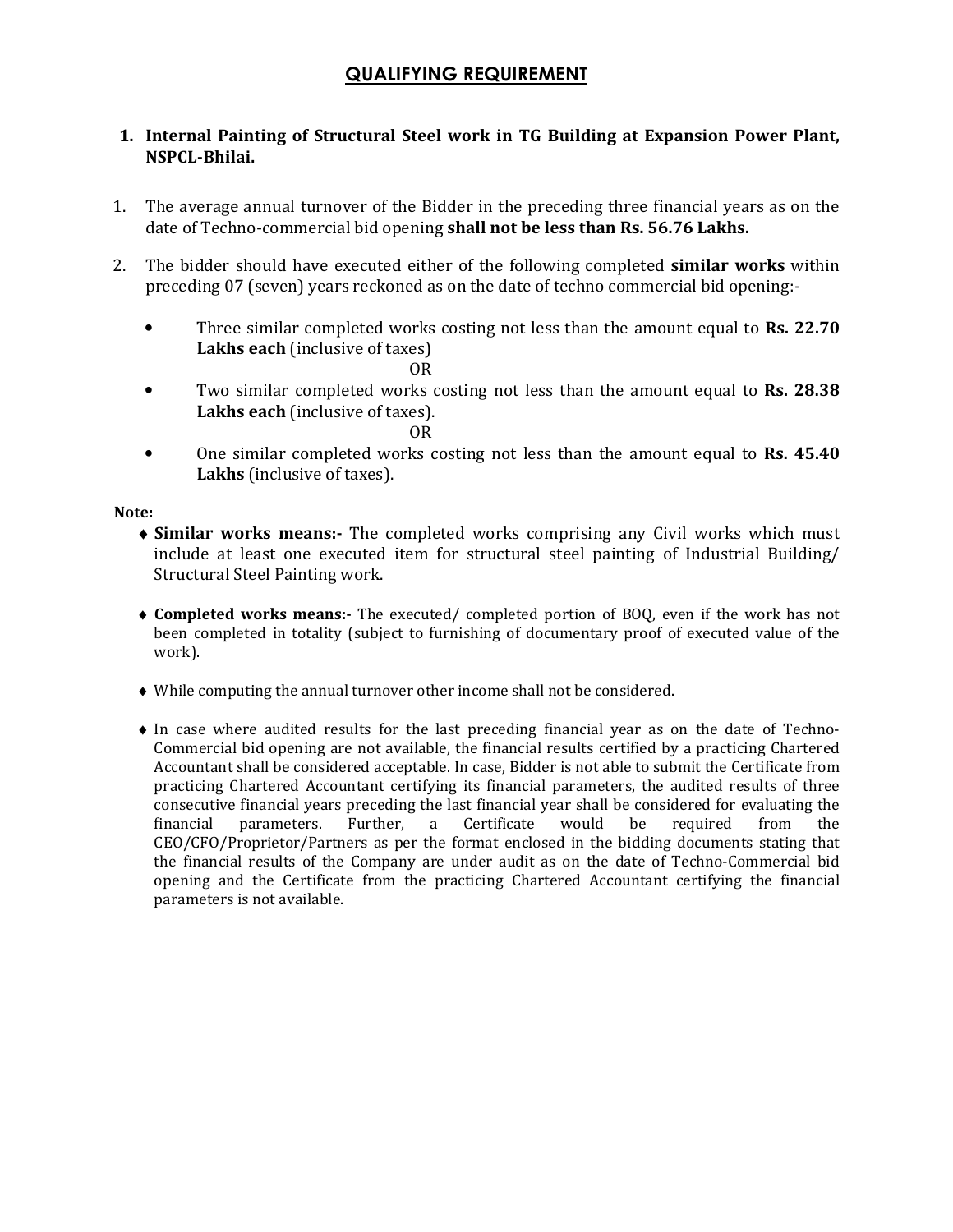# QUALIFYING REQUIREMENT

**1. Internal Painting of Structural Steel work in TG Building at Expansion Power Plant, NSPCL-Bhilai.**

1. The average annual turnover of the Bidder in the preceding three financial years as on the date of Techno-commercial bid opening **shall not be less than Rs. 56.76 Lakhs.**

2. The bidder should have executed either of the following completed **similar works** within preceding 07 (seven) years reckoned as on the date of techno commercial bid opening:-

   - Three similar completed works costing not less than the amount equal to **Rs. 22.70 Lakhs each** (inclusive of taxes)

     OR

   - Two similar completed works costing not less than the amount equal to **Rs. 28.38 Lakhs each** (inclusive of taxes).

     OR

   - One similar completed works costing not less than the amount equal to **Rs. 45.40 Lakhs** (inclusive of taxes).

**Note:**

- **Similar works means:-** The completed works comprising any Civil works which must include at least one executed item for structural steel painting of Industrial Building/ Structural Steel Painting work.

- **Completed works means:-** The executed/ completed portion of BOQ, even if the work has not been completed in totality (subject to furnishing of documentary proof of executed value of the work).

- While computing the annual turnover other income shall not be considered.

- In case where audited results for the last preceding financial year as on the date of Techno-Commercial bid opening are not available, the financial results certified by a practicing Chartered Accountant shall be considered acceptable. In case, Bidder is not able to submit the Certificate from practicing Chartered Accountant certifying its financial parameters, the audited results of three consecutive financial years preceding the last financial year shall be considered for evaluating the financial parameters. Further, a Certificate would be required from the CEO/CFO/Proprietor/Partners as per the format enclosed in the bidding documents stating that the financial results of the Company are under audit as on the date of Techno-Commercial bid opening and the Certificate from the practicing Chartered Accountant certifying the financial parameters is not available.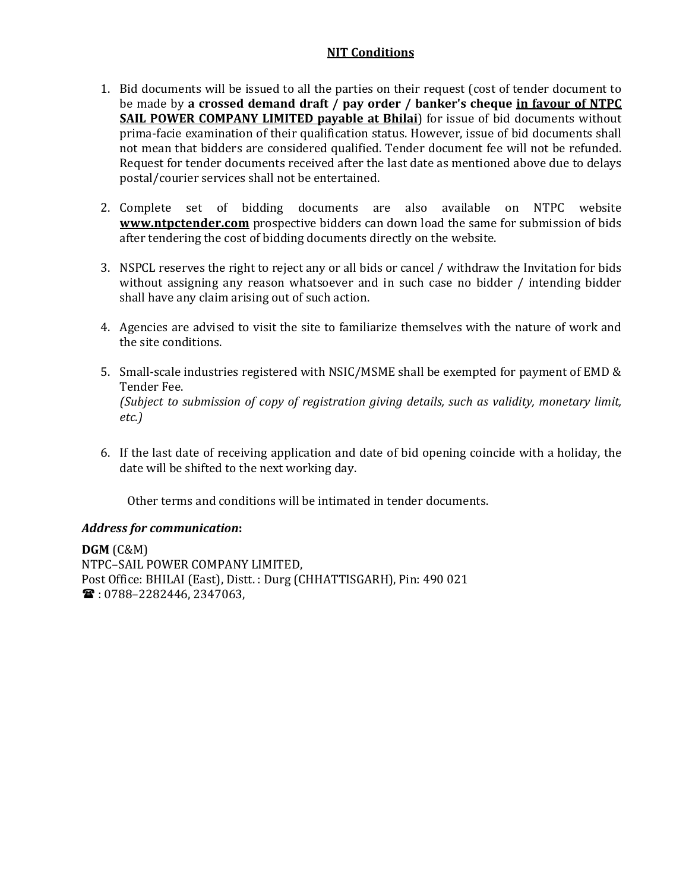## NIT Conditions

1. Bid documents will be issued to all the parties on their request (cost of tender document to be made by **a crossed demand draft / pay order / banker's cheque** **<u>in favour of NTPC SAIL POWER COMPANY LIMITED payable at Bhilai</u>**) for issue of bid documents without prima-facie examination of their qualification status. However, issue of bid documents shall not mean that bidders are considered qualified. Tender document fee will not be refunded. Request for tender documents received after the last date as mentioned above due to delays postal/courier services shall not be entertained.

2. Complete set of bidding documents are also available on NTPC website **<u>www.ntpctender.com</u>** prospective bidders can down load the same for submission of bids after tendering the cost of bidding documents directly on the website.

3. NSPCL reserves the right to reject any or all bids or cancel / withdraw the Invitation for bids without assigning any reason whatsoever and in such case no bidder / intending bidder shall have any claim arising out of such action.

4. Agencies are advised to visit the site to familiarize themselves with the nature of work and the site conditions.

5. Small-scale industries registered with NSIC/MSME shall be exempted for payment of EMD & Tender Fee.
   *(Subject to submission of copy of registration giving details, such as validity, monetary limit, etc.)*

6. If the last date of receiving application and date of bid opening coincide with a holiday, the date will be shifted to the next working day.

Other terms and conditions will be intimated in tender documents.

***Address for communication*:**

**DGM** (C&M)
NTPC–SAIL POWER COMPANY LIMITED,
Post Office: BHILAI (East), Distt. : Durg (CHHATTISGARH), Pin: 490 021
☎ : 0788–2282446, 2347063,